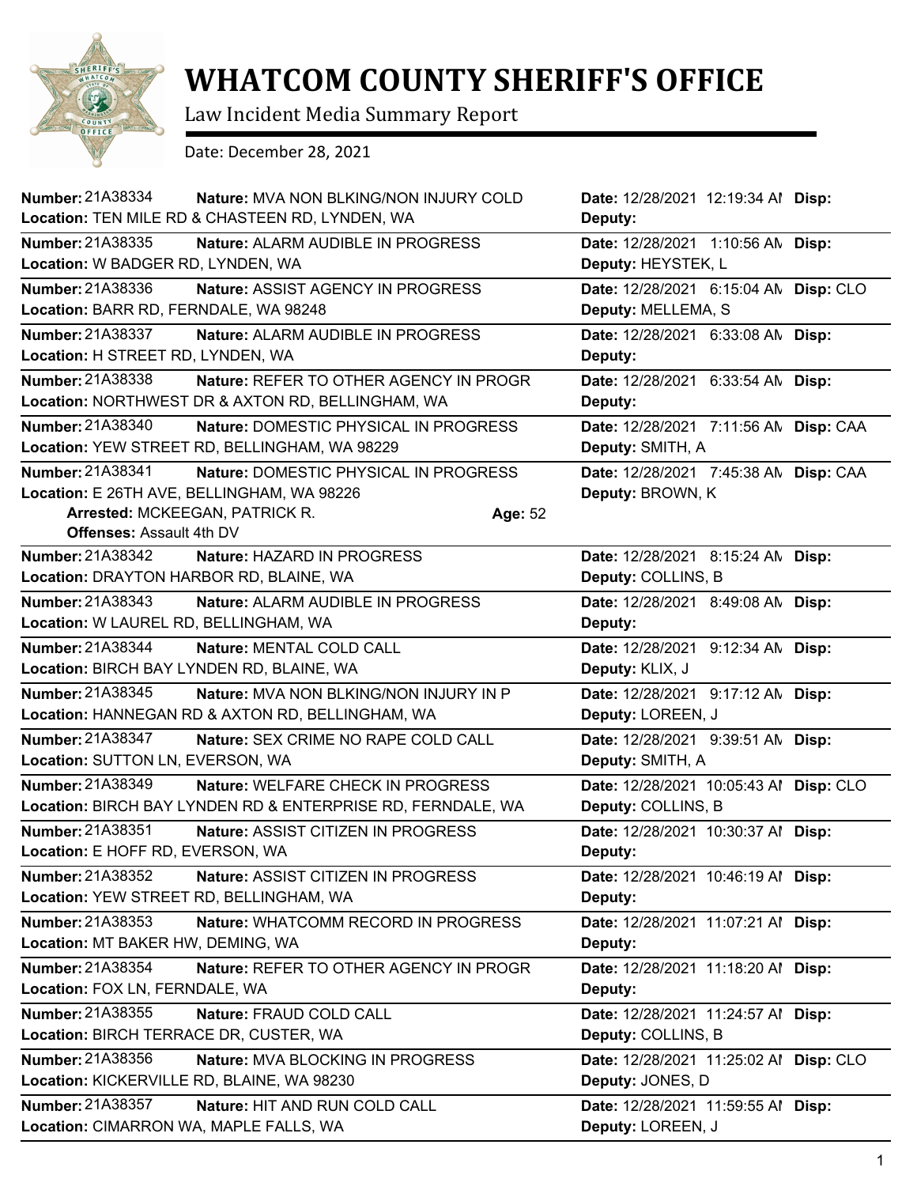# WHATCOM COUNTY SHERIFF'S OFFICE

Law Incident Media Summary Report

Date: December 28, 2021

**Number:** 21A38334 **Nature:** MVA NON BLKING/NON INJURY COLD **Date:** 12/28/2021 12:19:34 AM **Disp:**
**Location:** TEN MILE RD & CHASTEEN RD, LYNDEN, WA **Deputy:**

---

**Number:** 21A38335 **Nature:** ALARM AUDIBLE IN PROGRESS **Date:** 12/28/2021 1:10:56 AM **Disp:**
**Location:** W BADGER RD, LYNDEN, WA **Deputy:** HEYSTEK, L

---

**Number:** 21A38336 **Nature:** ASSIST AGENCY IN PROGRESS **Date:** 12/28/2021 6:15:04 AM **Disp:** CLO
**Location:** BARR RD, FERNDALE, WA 98248 **Deputy:** MELLEMA, S

---

**Number:** 21A38337 **Nature:** ALARM AUDIBLE IN PROGRESS **Date:** 12/28/2021 6:33:08 AM **Disp:**
**Location:** H STREET RD, LYNDEN, WA **Deputy:**

---

**Number:** 21A38338 **Nature:** REFER TO OTHER AGENCY IN PROGR **Date:** 12/28/2021 6:33:54 AM **Disp:**
**Location:** NORTHWEST DR & AXTON RD, BELLINGHAM, WA **Deputy:**

---

**Number:** 21A38340 **Nature:** DOMESTIC PHYSICAL IN PROGRESS **Date:** 12/28/2021 7:11:56 AM **Disp:** CAA
**Location:** YEW STREET RD, BELLINGHAM, WA 98229 **Deputy:** SMITH, A

---

**Number:** 21A38341 **Nature:** DOMESTIC PHYSICAL IN PROGRESS **Date:** 12/28/2021 7:45:38 AM **Disp:** CAA
**Location:** E 26TH AVE, BELLINGHAM, WA 98226 **Deputy:** BROWN, K
**Arrested:** MCKEEGAN, PATRICK R. **Age:** 52
**Offenses:** Assault 4th DV

---

**Number:** 21A38342 **Nature:** HAZARD IN PROGRESS **Date:** 12/28/2021 8:15:24 AM **Disp:**
**Location:** DRAYTON HARBOR RD, BLAINE, WA **Deputy:** COLLINS, B

---

**Number:** 21A38343 **Nature:** ALARM AUDIBLE IN PROGRESS **Date:** 12/28/2021 8:49:08 AM **Disp:**
**Location:** W LAUREL RD, BELLINGHAM, WA **Deputy:**

---

**Number:** 21A38344 **Nature:** MENTAL COLD CALL **Date:** 12/28/2021 9:12:34 AM **Disp:**
**Location:** BIRCH BAY LYNDEN RD, BLAINE, WA **Deputy:** KLIX, J

---

**Number:** 21A38345 **Nature:** MVA NON BLKING/NON INJURY IN P **Date:** 12/28/2021 9:17:12 AM **Disp:**
**Location:** HANNEGAN RD & AXTON RD, BELLINGHAM, WA **Deputy:** LOREEN, J

---

**Number:** 21A38347 **Nature:** SEX CRIME NO RAPE COLD CALL **Date:** 12/28/2021 9:39:51 AM **Disp:**
**Location:** SUTTON LN, EVERSON, WA **Deputy:** SMITH, A

---

**Number:** 21A38349 **Nature:** WELFARE CHECK IN PROGRESS **Date:** 12/28/2021 10:05:43 AM **Disp:** CLO
**Location:** BIRCH BAY LYNDEN RD & ENTERPRISE RD, FERNDALE, WA **Deputy:** COLLINS, B

---

**Number:** 21A38351 **Nature:** ASSIST CITIZEN IN PROGRESS **Date:** 12/28/2021 10:30:37 AM **Disp:**
**Location:** E HOFF RD, EVERSON, WA **Deputy:**

---

**Number:** 21A38352 **Nature:** ASSIST CITIZEN IN PROGRESS **Date:** 12/28/2021 10:46:19 AM **Disp:**
**Location:** YEW STREET RD, BELLINGHAM, WA **Deputy:**

---

**Number:** 21A38353 **Nature:** WHATCOMM RECORD IN PROGRESS **Date:** 12/28/2021 11:07:21 AM **Disp:**
**Location:** MT BAKER HW, DEMING, WA **Deputy:**

---

**Number:** 21A38354 **Nature:** REFER TO OTHER AGENCY IN PROGR **Date:** 12/28/2021 11:18:20 AM **Disp:**
**Location:** FOX LN, FERNDALE, WA **Deputy:**

---

**Number:** 21A38355 **Nature:** FRAUD COLD CALL **Date:** 12/28/2021 11:24:57 AM **Disp:**
**Location:** BIRCH TERRACE DR, CUSTER, WA **Deputy:** COLLINS, B

---

**Number:** 21A38356 **Nature:** MVA BLOCKING IN PROGRESS **Date:** 12/28/2021 11:25:02 AM **Disp:** CLO
**Location:** KICKERVILLE RD, BLAINE, WA 98230 **Deputy:** JONES, D

---

**Number:** 21A38357 **Nature:** HIT AND RUN COLD CALL **Date:** 12/28/2021 11:59:55 AM **Disp:**
**Location:** CIMARRON WA, MAPLE FALLS, WA **Deputy:** LOREEN, J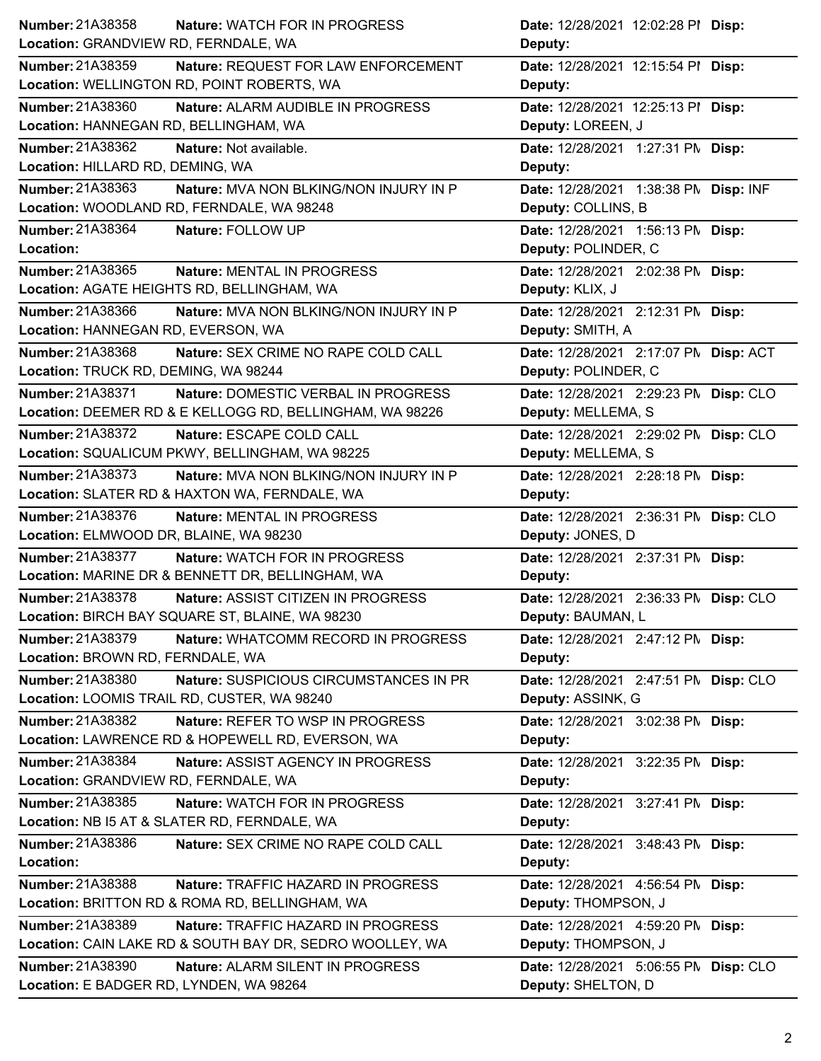**Number:** 21A38358 **Nature:** WATCH FOR IN PROGRESS **Date:** 12/28/2021 12:02:28 PM **Disp:**
**Location:** GRANDVIEW RD, FERNDALE, WA **Deputy:**

**Number:** 21A38359 **Nature:** REQUEST FOR LAW ENFORCEMENT **Date:** 12/28/2021 12:15:54 PM **Disp:**
**Location:** WELLINGTON RD, POINT ROBERTS, WA **Deputy:**

**Number:** 21A38360 **Nature:** ALARM AUDIBLE IN PROGRESS **Date:** 12/28/2021 12:25:13 PM **Disp:**
**Location:** HANNEGAN RD, BELLINGHAM, WA **Deputy:** LOREEN, J

**Number:** 21A38362 **Nature:** Not available. **Date:** 12/28/2021 1:27:31 PM **Disp:**
**Location:** HILLARD RD, DEMING, WA **Deputy:**

**Number:** 21A38363 **Nature:** MVA NON BLKING/NON INJURY IN P **Date:** 12/28/2021 1:38:38 PM **Disp:** INF
**Location:** WOODLAND RD, FERNDALE, WA 98248 **Deputy:** COLLINS, B

**Number:** 21A38364 **Nature:** FOLLOW UP **Date:** 12/28/2021 1:56:13 PM **Disp:**
**Location:** **Deputy:** POLINDER, C

**Number:** 21A38365 **Nature:** MENTAL IN PROGRESS **Date:** 12/28/2021 2:02:38 PM **Disp:**
**Location:** AGATE HEIGHTS RD, BELLINGHAM, WA **Deputy:** KLIX, J

**Number:** 21A38366 **Nature:** MVA NON BLKING/NON INJURY IN P **Date:** 12/28/2021 2:12:31 PM **Disp:**
**Location:** HANNEGAN RD, EVERSON, WA **Deputy:** SMITH, A

**Number:** 21A38368 **Nature:** SEX CRIME NO RAPE COLD CALL **Date:** 12/28/2021 2:17:07 PM **Disp:** ACT
**Location:** TRUCK RD, DEMING, WA 98244 **Deputy:** POLINDER, C

**Number:** 21A38371 **Nature:** DOMESTIC VERBAL IN PROGRESS **Date:** 12/28/2021 2:29:23 PM **Disp:** CLO
**Location:** DEEMER RD & E KELLOGG RD, BELLINGHAM, WA 98226 **Deputy:** MELLEMA, S

**Number:** 21A38372 **Nature:** ESCAPE COLD CALL **Date:** 12/28/2021 2:29:02 PM **Disp:** CLO
**Location:** SQUALICUM PKWY, BELLINGHAM, WA 98225 **Deputy:** MELLEMA, S

**Number:** 21A38373 **Nature:** MVA NON BLKING/NON INJURY IN P **Date:** 12/28/2021 2:28:18 PM **Disp:**
**Location:** SLATER RD & HAXTON WA, FERNDALE, WA **Deputy:**

**Number:** 21A38376 **Nature:** MENTAL IN PROGRESS **Date:** 12/28/2021 2:36:31 PM **Disp:** CLO
**Location:** ELMWOOD DR, BLAINE, WA 98230 **Deputy:** JONES, D

**Number:** 21A38377 **Nature:** WATCH FOR IN PROGRESS **Date:** 12/28/2021 2:37:31 PM **Disp:**
**Location:** MARINE DR & BENNETT DR, BELLINGHAM, WA **Deputy:**

**Number:** 21A38378 **Nature:** ASSIST CITIZEN IN PROGRESS **Date:** 12/28/2021 2:36:33 PM **Disp:** CLO
**Location:** BIRCH BAY SQUARE ST, BLAINE, WA 98230 **Deputy:** BAUMAN, L

**Number:** 21A38379 **Nature:** WHATCOMM RECORD IN PROGRESS **Date:** 12/28/2021 2:47:12 PM **Disp:**
**Location:** BROWN RD, FERNDALE, WA **Deputy:**

**Number:** 21A38380 **Nature:** SUSPICIOUS CIRCUMSTANCES IN PR **Date:** 12/28/2021 2:47:51 PM **Disp:** CLO
**Location:** LOOMIS TRAIL RD, CUSTER, WA 98240 **Deputy:** ASSINK, G

**Number:** 21A38382 **Nature:** REFER TO WSP IN PROGRESS **Date:** 12/28/2021 3:02:38 PM **Disp:**
**Location:** LAWRENCE RD & HOPEWELL RD, EVERSON, WA **Deputy:**

**Number:** 21A38384 **Nature:** ASSIST AGENCY IN PROGRESS **Date:** 12/28/2021 3:22:35 PM **Disp:**
**Location:** GRANDVIEW RD, FERNDALE, WA **Deputy:**

**Number:** 21A38385 **Nature:** WATCH FOR IN PROGRESS **Date:** 12/28/2021 3:27:41 PM **Disp:**
**Location:** NB I5 AT & SLATER RD, FERNDALE, WA **Deputy:**

**Number:** 21A38386 **Nature:** SEX CRIME NO RAPE COLD CALL **Date:** 12/28/2021 3:48:43 PM **Disp:**
**Location:** **Deputy:**

**Number:** 21A38388 **Nature:** TRAFFIC HAZARD IN PROGRESS **Date:** 12/28/2021 4:56:54 PM **Disp:**
**Location:** BRITTON RD & ROMA RD, BELLINGHAM, WA **Deputy:** THOMPSON, J

**Number:** 21A38389 **Nature:** TRAFFIC HAZARD IN PROGRESS **Date:** 12/28/2021 4:59:20 PM **Disp:**
**Location:** CAIN LAKE RD & SOUTH BAY DR, SEDRO WOOLLEY, WA **Deputy:** THOMPSON, J

**Number:** 21A38390 **Nature:** ALARM SILENT IN PROGRESS **Date:** 12/28/2021 5:06:55 PM **Disp:** CLO
**Location:** E BADGER RD, LYNDEN, WA 98264 **Deputy:** SHELTON, D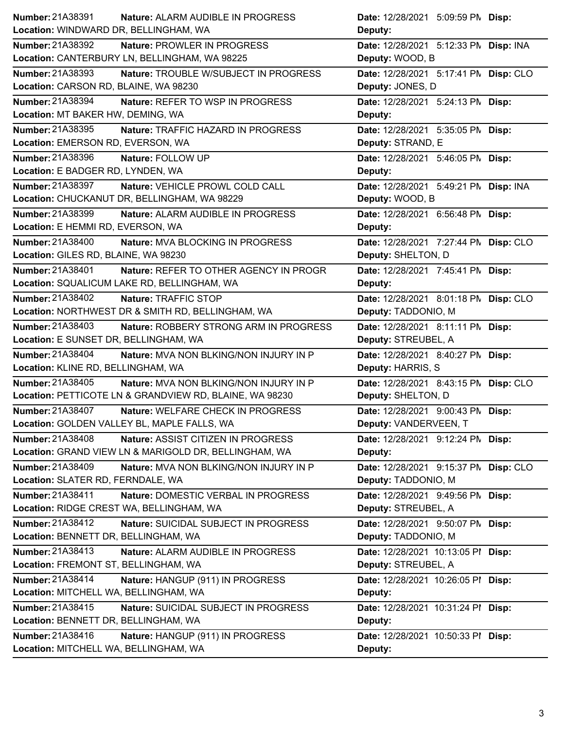**Number:** 21A38391 **Nature:** ALARM AUDIBLE IN PROGRESS **Date:** 12/28/2021 5:09:59 PM **Disp:**
**Location:** WINDWARD DR, BELLINGHAM, WA **Deputy:**

**Number:** 21A38392 **Nature:** PROWLER IN PROGRESS **Date:** 12/28/2021 5:12:33 PM **Disp:** INA
**Location:** CANTERBURY LN, BELLINGHAM, WA 98225 **Deputy:** WOOD, B

**Number:** 21A38393 **Nature:** TROUBLE W/SUBJECT IN PROGRESS **Date:** 12/28/2021 5:17:41 PM **Disp:** CLO
**Location:** CARSON RD, BLAINE, WA 98230 **Deputy:** JONES, D

**Number:** 21A38394 **Nature:** REFER TO WSP IN PROGRESS **Date:** 12/28/2021 5:24:13 PM **Disp:**
**Location:** MT BAKER HW, DEMING, WA **Deputy:**

**Number:** 21A38395 **Nature:** TRAFFIC HAZARD IN PROGRESS **Date:** 12/28/2021 5:35:05 PM **Disp:**
**Location:** EMERSON RD, EVERSON, WA **Deputy:** STRAND, E

**Number:** 21A38396 **Nature:** FOLLOW UP **Date:** 12/28/2021 5:46:05 PM **Disp:**
**Location:** E BADGER RD, LYNDEN, WA **Deputy:**

**Number:** 21A38397 **Nature:** VEHICLE PROWL COLD CALL **Date:** 12/28/2021 5:49:21 PM **Disp:** INA
**Location:** CHUCKANUT DR, BELLINGHAM, WA 98229 **Deputy:** WOOD, B

**Number:** 21A38399 **Nature:** ALARM AUDIBLE IN PROGRESS **Date:** 12/28/2021 6:56:48 PM **Disp:**
**Location:** E HEMMI RD, EVERSON, WA **Deputy:**

**Number:** 21A38400 **Nature:** MVA BLOCKING IN PROGRESS **Date:** 12/28/2021 7:27:44 PM **Disp:** CLO
**Location:** GILES RD, BLAINE, WA 98230 **Deputy:** SHELTON, D

**Number:** 21A38401 **Nature:** REFER TO OTHER AGENCY IN PROGR **Date:** 12/28/2021 7:45:41 PM **Disp:**
**Location:** SQUALICUM LAKE RD, BELLINGHAM, WA **Deputy:**

**Number:** 21A38402 **Nature:** TRAFFIC STOP **Date:** 12/28/2021 8:01:18 PM **Disp:** CLO
**Location:** NORTHWEST DR & SMITH RD, BELLINGHAM, WA **Deputy:** TADDONIO, M

**Number:** 21A38403 **Nature:** ROBBERY STRONG ARM IN PROGRESS **Date:** 12/28/2021 8:11:11 PM **Disp:**
**Location:** E SUNSET DR, BELLINGHAM, WA **Deputy:** STREUBEL, A

**Number:** 21A38404 **Nature:** MVA NON BLKING/NON INJURY IN P **Date:** 12/28/2021 8:40:27 PM **Disp:**
**Location:** KLINE RD, BELLINGHAM, WA **Deputy:** HARRIS, S

**Number:** 21A38405 **Nature:** MVA NON BLKING/NON INJURY IN P **Date:** 12/28/2021 8:43:15 PM **Disp:** CLO
**Location:** PETTICOTE LN & GRANDVIEW RD, BLAINE, WA 98230 **Deputy:** SHELTON, D

**Number:** 21A38407 **Nature:** WELFARE CHECK IN PROGRESS **Date:** 12/28/2021 9:00:43 PM **Disp:**
**Location:** GOLDEN VALLEY BL, MAPLE FALLS, WA **Deputy:** VANDERVEEN, T

**Number:** 21A38408 **Nature:** ASSIST CITIZEN IN PROGRESS **Date:** 12/28/2021 9:12:24 PM **Disp:**
**Location:** GRAND VIEW LN & MARIGOLD DR, BELLINGHAM, WA **Deputy:**

**Number:** 21A38409 **Nature:** MVA NON BLKING/NON INJURY IN P **Date:** 12/28/2021 9:15:37 PM **Disp:** CLO
**Location:** SLATER RD, FERNDALE, WA **Deputy:** TADDONIO, M

**Number:** 21A38411 **Nature:** DOMESTIC VERBAL IN PROGRESS **Date:** 12/28/2021 9:49:56 PM **Disp:**
**Location:** RIDGE CREST WA, BELLINGHAM, WA **Deputy:** STREUBEL, A

**Number:** 21A38412 **Nature:** SUICIDAL SUBJECT IN PROGRESS **Date:** 12/28/2021 9:50:07 PM **Disp:**
**Location:** BENNETT DR, BELLINGHAM, WA **Deputy:** TADDONIO, M

**Number:** 21A38413 **Nature:** ALARM AUDIBLE IN PROGRESS **Date:** 12/28/2021 10:13:05 PM **Disp:**
**Location:** FREMONT ST, BELLINGHAM, WA **Deputy:** STREUBEL, A

**Number:** 21A38414 **Nature:** HANGUP (911) IN PROGRESS **Date:** 12/28/2021 10:26:05 PM **Disp:**
**Location:** MITCHELL WA, BELLINGHAM, WA **Deputy:**

**Number:** 21A38415 **Nature:** SUICIDAL SUBJECT IN PROGRESS **Date:** 12/28/2021 10:31:24 PM **Disp:**
**Location:** BENNETT DR, BELLINGHAM, WA **Deputy:**

**Number:** 21A38416 **Nature:** HANGUP (911) IN PROGRESS **Date:** 12/28/2021 10:50:33 PM **Disp:**
**Location:** MITCHELL WA, BELLINGHAM, WA **Deputy:**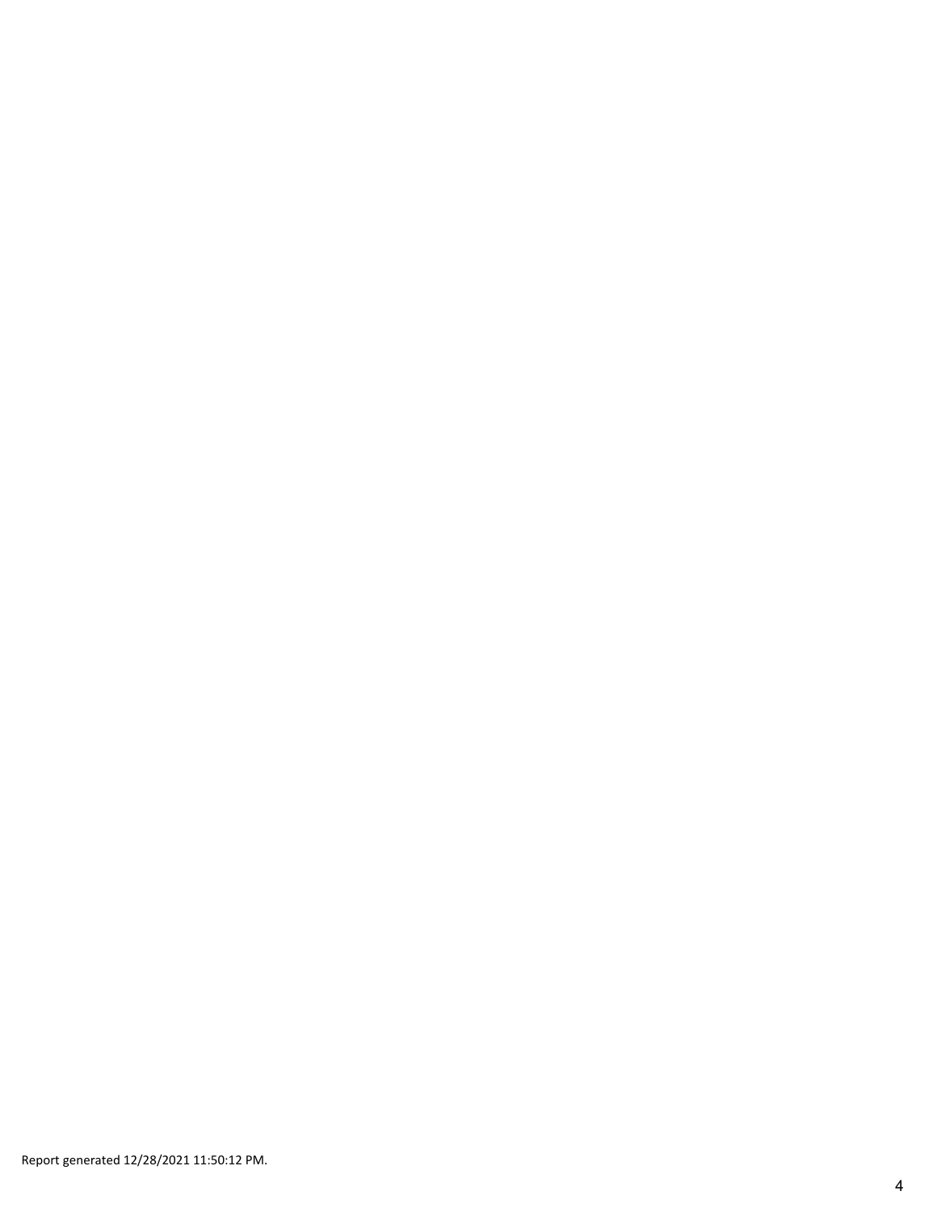Report generated 12/28/2021 11:50:12 PM.